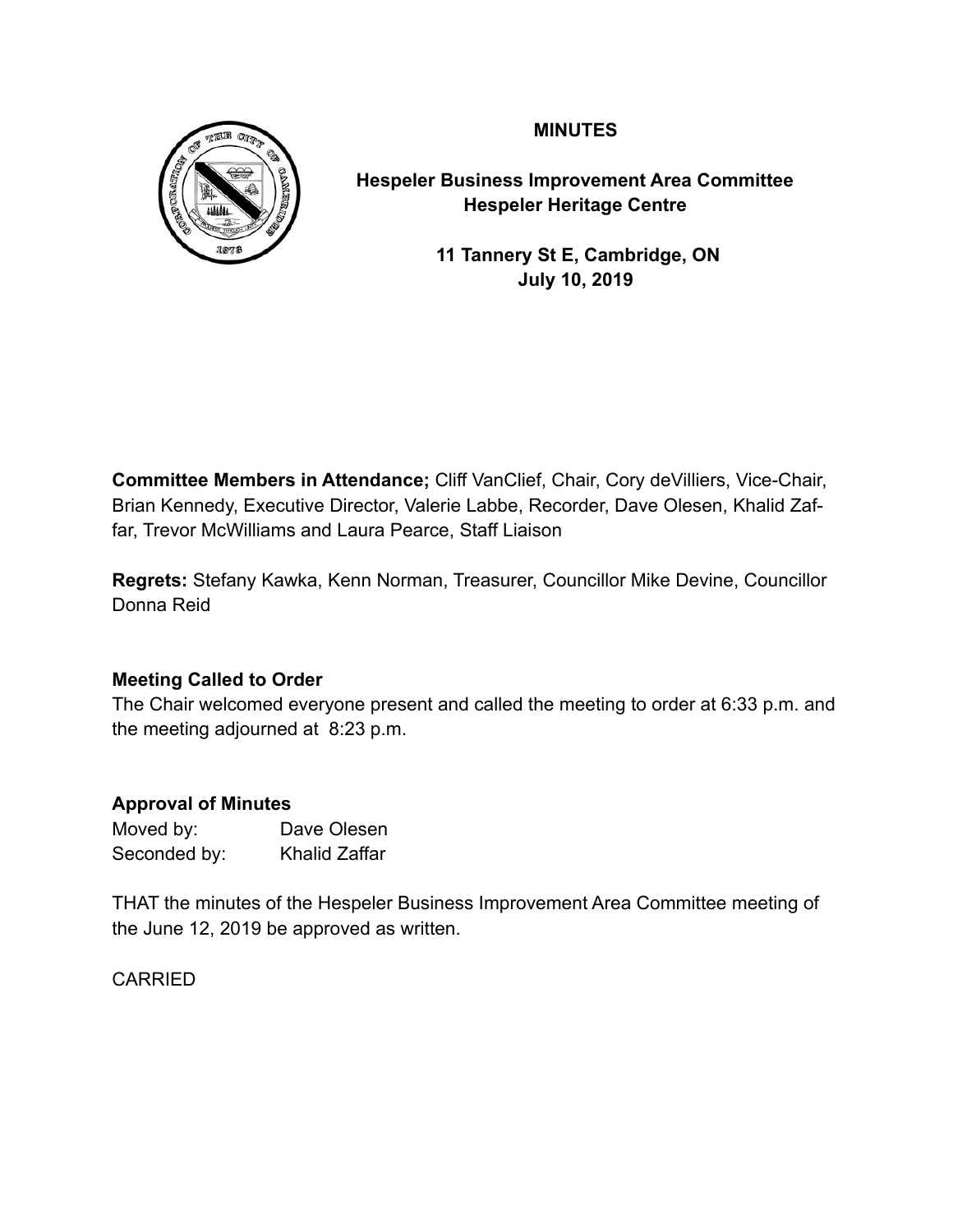# MINUTES

**Hespeler Business Improvement Area Committee**
**Hespeler Heritage Centre**

**11 Tannery St E, Cambridge, ON**
**July 10, 2019**

**Committee Members in Attendance;** Cliff VanClief, Chair, Cory deVilliers, Vice-Chair, Brian Kennedy, Executive Director, Valerie Labbe, Recorder, Dave Olesen, Khalid Zaffar, Trevor McWilliams and Laura Pearce, Staff Liaison

**Regrets:** Stefany Kawka, Kenn Norman, Treasurer, Councillor Mike Devine, Councillor Donna Reid

### Meeting Called to Order

The Chair welcomed everyone present and called the meeting to order at 6:33 p.m. and the meeting adjourned at 8:23 p.m.

### Approval of Minutes

Moved by: Dave Olesen
Seconded by: Khalid Zaffar

THAT the minutes of the Hespeler Business Improvement Area Committee meeting of the June 12, 2019 be approved as written.

CARRIED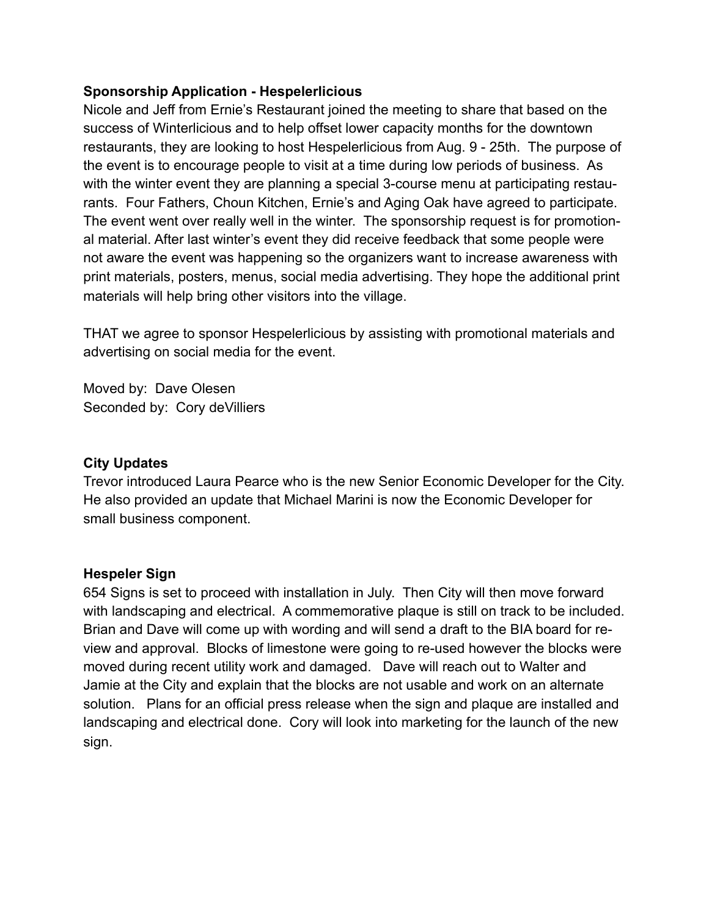**Sponsorship Application - Hespelerlicious**

Nicole and Jeff from Ernie's Restaurant joined the meeting to share that based on the success of Winterlicious and to help offset lower capacity months for the downtown restaurants, they are looking to host Hespelerlicious from Aug. 9 - 25th. The purpose of the event is to encourage people to visit at a time during low periods of business. As with the winter event they are planning a special 3-course menu at participating restaurants. Four Fathers, Choun Kitchen, Ernie's and Aging Oak have agreed to participate. The event went over really well in the winter. The sponsorship request is for promotional material. After last winter's event they did receive feedback that some people were not aware the event was happening so the organizers want to increase awareness with print materials, posters, menus, social media advertising. They hope the additional print materials will help bring other visitors into the village.

THAT we agree to sponsor Hespelerlicious by assisting with promotional materials and advertising on social media for the event.

Moved by: Dave Olesen
Seconded by: Cory deVilliers

**City Updates**

Trevor introduced Laura Pearce who is the new Senior Economic Developer for the City. He also provided an update that Michael Marini is now the Economic Developer for small business component.

**Hespeler Sign**

654 Signs is set to proceed with installation in July. Then City will then move forward with landscaping and electrical. A commemorative plaque is still on track to be included. Brian and Dave will come up with wording and will send a draft to the BIA board for review and approval. Blocks of limestone were going to re-used however the blocks were moved during recent utility work and damaged. Dave will reach out to Walter and Jamie at the City and explain that the blocks are not usable and work on an alternate solution. Plans for an official press release when the sign and plaque are installed and landscaping and electrical done. Cory will look into marketing for the launch of the new sign.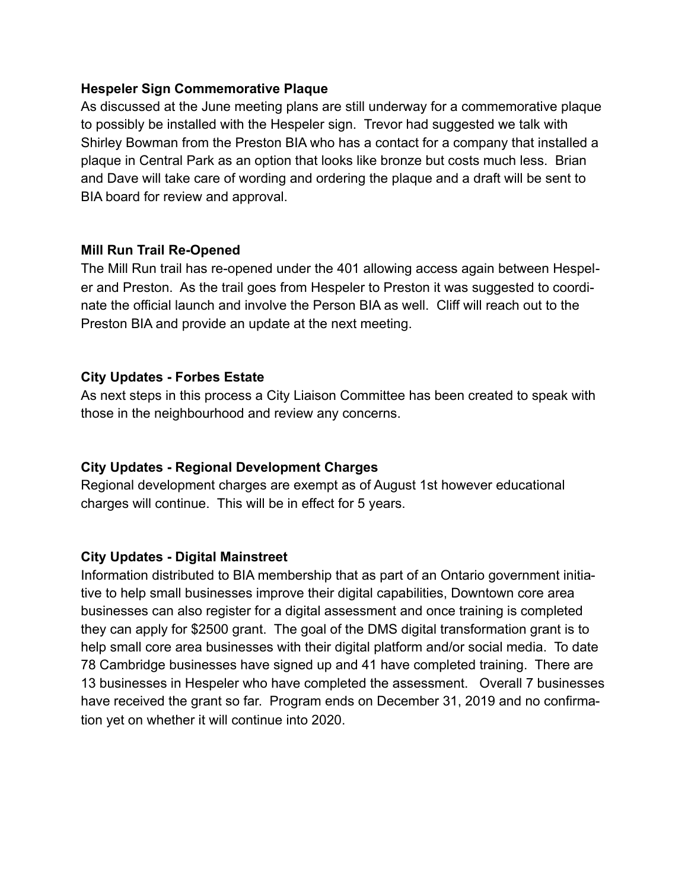**Hespeler Sign Commemorative Plaque**

As discussed at the June meeting plans are still underway for a commemorative plaque to possibly be installed with the Hespeler sign. Trevor had suggested we talk with Shirley Bowman from the Preston BIA who has a contact for a company that installed a plaque in Central Park as an option that looks like bronze but costs much less. Brian and Dave will take care of wording and ordering the plaque and a draft will be sent to BIA board for review and approval.

**Mill Run Trail Re-Opened**

The Mill Run trail has re-opened under the 401 allowing access again between Hespeler and Preston. As the trail goes from Hespeler to Preston it was suggested to coordinate the official launch and involve the Person BIA as well. Cliff will reach out to the Preston BIA and provide an update at the next meeting.

**City Updates - Forbes Estate**

As next steps in this process a City Liaison Committee has been created to speak with those in the neighbourhood and review any concerns.

**City Updates - Regional Development Charges**

Regional development charges are exempt as of August 1st however educational charges will continue. This will be in effect for 5 years.

**City Updates - Digital Mainstreet**

Information distributed to BIA membership that as part of an Ontario government initiative to help small businesses improve their digital capabilities, Downtown core area businesses can also register for a digital assessment and once training is completed they can apply for $2500 grant. The goal of the DMS digital transformation grant is to help small core area businesses with their digital platform and/or social media. To date 78 Cambridge businesses have signed up and 41 have completed training. There are 13 businesses in Hespeler who have completed the assessment. Overall 7 businesses have received the grant so far. Program ends on December 31, 2019 and no confirmation yet on whether it will continue into 2020.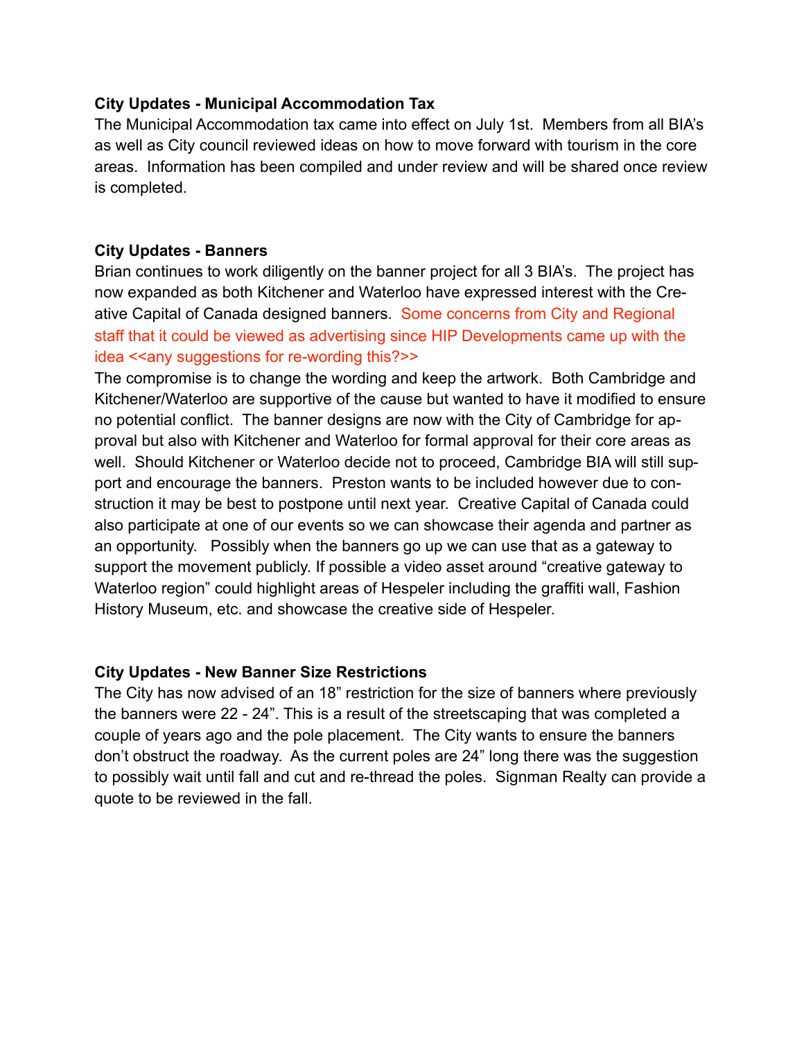**City Updates - Municipal Accommodation Tax**

The Municipal Accommodation tax came into effect on July 1st. Members from all BIA's as well as City council reviewed ideas on how to move forward with tourism in the core areas. Information has been compiled and under review and will be shared once review is completed.

**City Updates - Banners**

Brian continues to work diligently on the banner project for all 3 BIA's. The project has now expanded as both Kitchener and Waterloo have expressed interest with the Creative Capital of Canada designed banners. Some concerns from City and Regional staff that it could be viewed as advertising since HIP Developments came up with the idea <<any suggestions for re-wording this?>>

The compromise is to change the wording and keep the artwork. Both Cambridge and Kitchener/Waterloo are supportive of the cause but wanted to have it modified to ensure no potential conflict. The banner designs are now with the City of Cambridge for approval but also with Kitchener and Waterloo for formal approval for their core areas as well. Should Kitchener or Waterloo decide not to proceed, Cambridge BIA will still support and encourage the banners. Preston wants to be included however due to construction it may be best to postpone until next year. Creative Capital of Canada could also participate at one of our events so we can showcase their agenda and partner as an opportunity. Possibly when the banners go up we can use that as a gateway to support the movement publicly. If possible a video asset around "creative gateway to Waterloo region" could highlight areas of Hespeler including the graffiti wall, Fashion History Museum, etc. and showcase the creative side of Hespeler.

**City Updates - New Banner Size Restrictions**

The City has now advised of an 18" restriction for the size of banners where previously the banners were 22 - 24". This is a result of the streetscaping that was completed a couple of years ago and the pole placement. The City wants to ensure the banners don't obstruct the roadway. As the current poles are 24" long there was the suggestion to possibly wait until fall and cut and re-thread the poles. Signman Realty can provide a quote to be reviewed in the fall.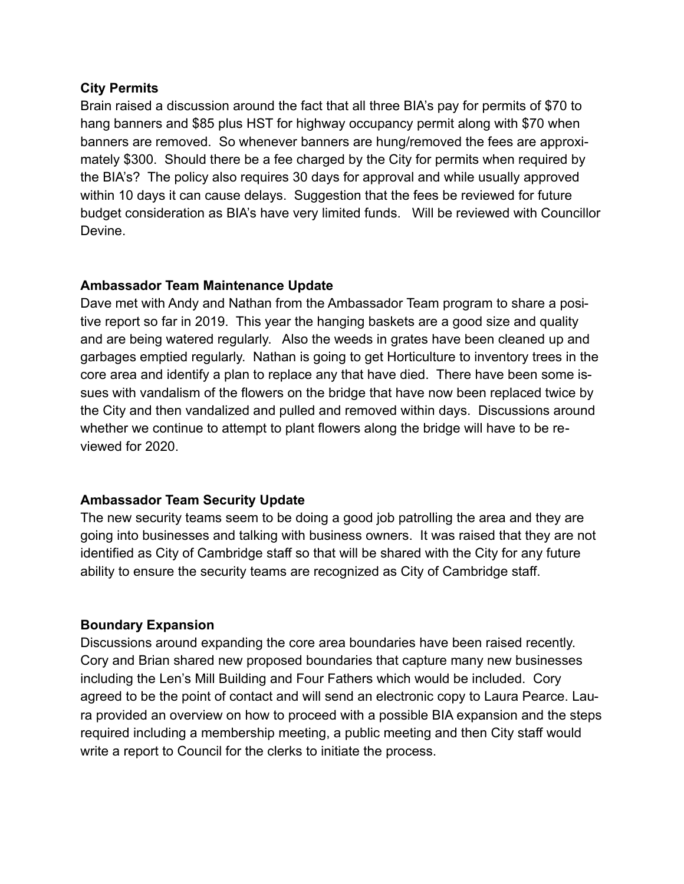**City Permits**

Brain raised a discussion around the fact that all three BIA's pay for permits of $70 to hang banners and $85 plus HST for highway occupancy permit along with $70 when banners are removed. So whenever banners are hung/removed the fees are approximately $300. Should there be a fee charged by the City for permits when required by the BIA's? The policy also requires 30 days for approval and while usually approved within 10 days it can cause delays. Suggestion that the fees be reviewed for future budget consideration as BIA's have very limited funds. Will be reviewed with Councillor Devine.

**Ambassador Team Maintenance Update**

Dave met with Andy and Nathan from the Ambassador Team program to share a positive report so far in 2019. This year the hanging baskets are a good size and quality and are being watered regularly. Also the weeds in grates have been cleaned up and garbages emptied regularly. Nathan is going to get Horticulture to inventory trees in the core area and identify a plan to replace any that have died. There have been some issues with vandalism of the flowers on the bridge that have now been replaced twice by the City and then vandalized and pulled and removed within days. Discussions around whether we continue to attempt to plant flowers along the bridge will have to be reviewed for 2020.

**Ambassador Team Security Update**

The new security teams seem to be doing a good job patrolling the area and they are going into businesses and talking with business owners. It was raised that they are not identified as City of Cambridge staff so that will be shared with the City for any future ability to ensure the security teams are recognized as City of Cambridge staff.

**Boundary Expansion**

Discussions around expanding the core area boundaries have been raised recently. Cory and Brian shared new proposed boundaries that capture many new businesses including the Len's Mill Building and Four Fathers which would be included. Cory agreed to be the point of contact and will send an electronic copy to Laura Pearce. Laura provided an overview on how to proceed with a possible BIA expansion and the steps required including a membership meeting, a public meeting and then City staff would write a report to Council for the clerks to initiate the process.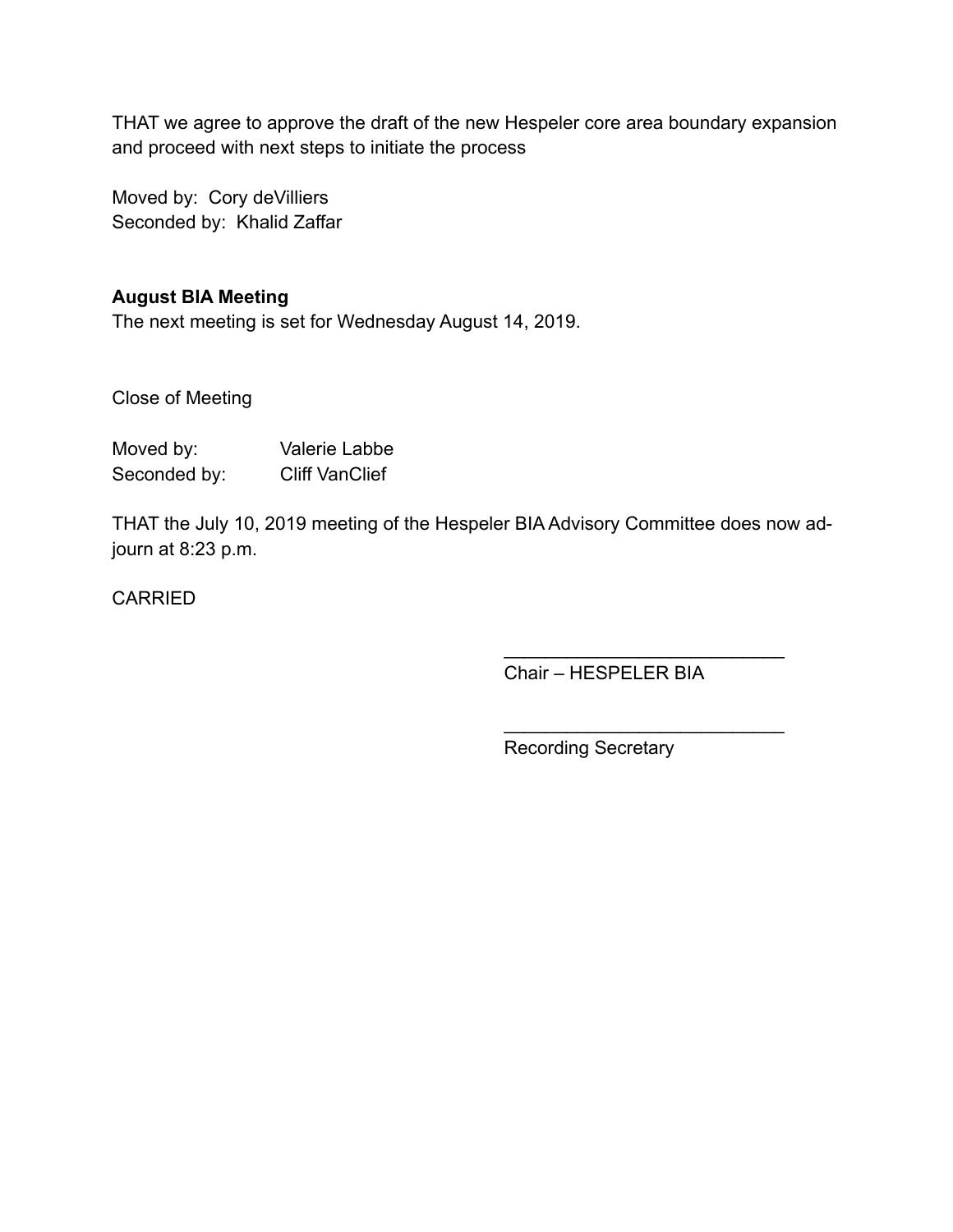THAT we agree to approve the draft of the new Hespeler core area boundary expansion and proceed with next steps to initiate the process

Moved by: Cory deVilliers
Seconded by: Khalid Zaffar

**August BIA Meeting**
The next meeting is set for Wednesday August 14, 2019.

Close of Meeting

Moved by: Valerie Labbe
Seconded by: Cliff VanClief

THAT the July 10, 2019 meeting of the Hespeler BIA Advisory Committee does now adjourn at 8:23 p.m.

CARRIED

\_\_\_\_\_\_\_\_\_\_\_\_\_\_\_\_\_\_\_\_\_\_\_\_\_\_\_\_
Chair – HESPELER BIA

\_\_\_\_\_\_\_\_\_\_\_\_\_\_\_\_\_\_\_\_\_\_\_\_\_\_\_\_
Recording Secretary